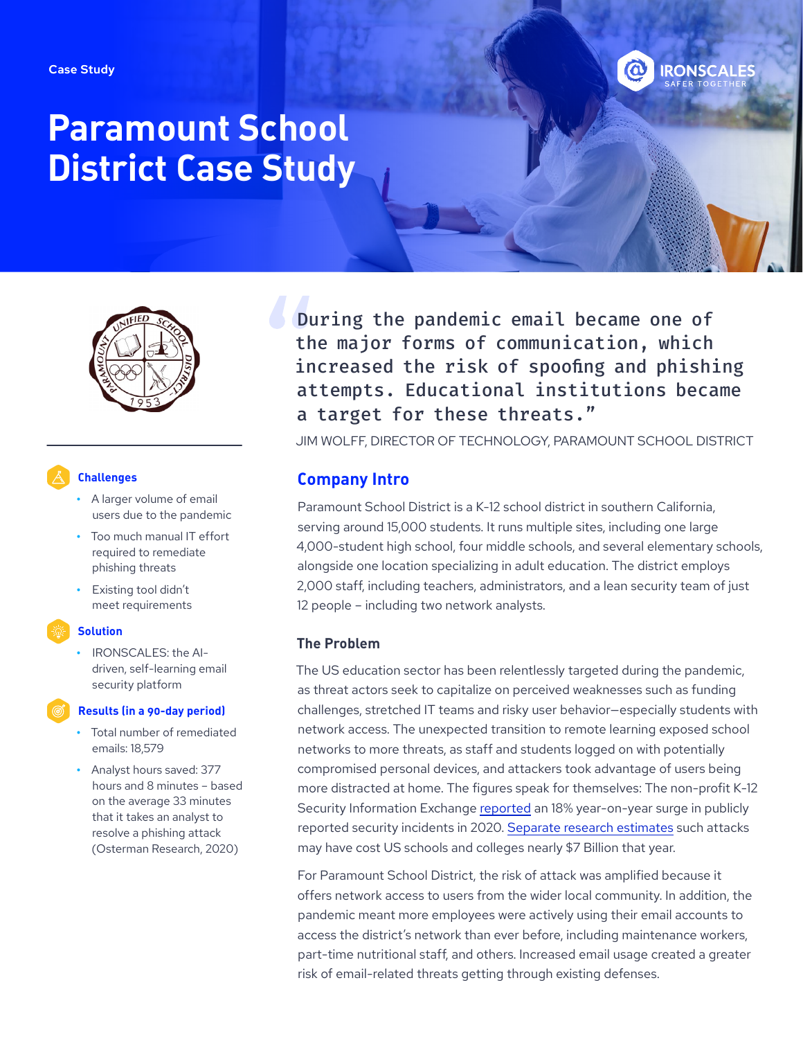Case Study

# Paramount School District Case Study

> "During the pandemic email became one of the major forms of communication, which increased the risk of spoofing and phishing attempts. Educational institutions became a target for these threats."

JIM WOLFF, DIRECTOR OF TECHNOLOGY, PARAMOUNT SCHOOL DISTRICT

### Challenges

- A larger volume of email users due to the pandemic
- Too much manual IT effort required to remediate phishing threats
- Existing tool didn't meet requirements

### Solution

- IRONSCALES: the AI-driven, self-learning email security platform

### Results (in a 90-day period)

- Total number of remediated emails: 18,579
- Analyst hours saved: 377 hours and 8 minutes – based on the average 33 minutes that it takes an analyst to resolve a phishing attack (Osterman Research, 2020)

## Company Intro

Paramount School District is a K-12 school district in southern California, serving around 15,000 students. It runs multiple sites, including one large 4,000-student high school, four middle schools, and several elementary schools, alongside one location specializing in adult education. The district employs 2,000 staff, including teachers, administrators, and a lean security team of just 12 people – including two network analysts.

### The Problem

The US education sector has been relentlessly targeted during the pandemic, as threat actors seek to capitalize on perceived weaknesses such as funding challenges, stretched IT teams and risky user behavior—especially students with network access. The unexpected transition to remote learning exposed school networks to more threats, as staff and students logged on with potentially compromised personal devices, and attackers took advantage of users being more distracted at home. The figures speak for themselves: The non-profit K-12 Security Information Exchange reported an 18% year-on-year surge in publicly reported security incidents in 2020. Separate research estimates such attacks may have cost US schools and colleges nearly $7 Billion that year.

For Paramount School District, the risk of attack was amplified because it offers network access to users from the wider local community. In addition, the pandemic meant more employees were actively using their email accounts to access the district's network than ever before, including maintenance workers, part-time nutritional staff, and others. Increased email usage created a greater risk of email-related threats getting through existing defenses.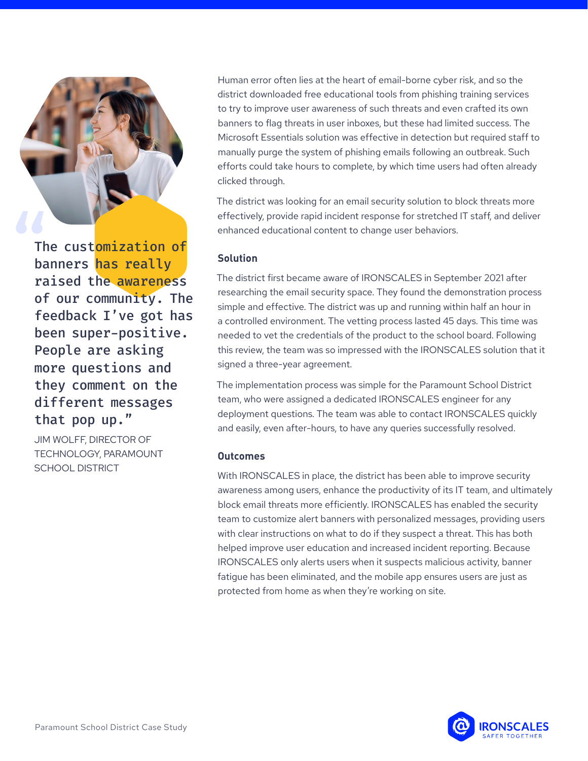> “The customization of banners has really raised the awareness of our community. The feedback I’ve got has been super-positive. People are asking more questions and they comment on the different messages that pop up.”
>
> JIM WOLFF, DIRECTOR OF TECHNOLOGY, PARAMOUNT SCHOOL DISTRICT

Human error often lies at the heart of email-borne cyber risk, and so the district downloaded free educational tools from phishing training services to try to improve user awareness of such threats and even crafted its own banners to flag threats in user inboxes, but these had limited success. The Microsoft Essentials solution was effective in detection but required staff to manually purge the system of phishing emails following an outbreak. Such efforts could take hours to complete, by which time users had often already clicked through.

The district was looking for an email security solution to block threats more effectively, provide rapid incident response for stretched IT staff, and deliver enhanced educational content to change user behaviors.

## Solution

The district first became aware of IRONSCALES in September 2021 after researching the email security space. They found the demonstration process simple and effective. The district was up and running within half an hour in a controlled environment. The vetting process lasted 45 days. This time was needed to vet the credentials of the product to the school board. Following this review, the team was so impressed with the IRONSCALES solution that it signed a three-year agreement.

The implementation process was simple for the Paramount School District team, who were assigned a dedicated IRONSCALES engineer for any deployment questions. The team was able to contact IRONSCALES quickly and easily, even after-hours, to have any queries successfully resolved.

## Outcomes

With IRONSCALES in place, the district has been able to improve security awareness among users, enhance the productivity of its IT team, and ultimately block email threats more efficiently. IRONSCALES has enabled the security team to customize alert banners with personalized messages, providing users with clear instructions on what to do if they suspect a threat. This has both helped improve user education and increased incident reporting. Because IRONSCALES only alerts users when it suspects malicious activity, banner fatigue has been eliminated, and the mobile app ensures users are just as protected from home as when they’re working on site.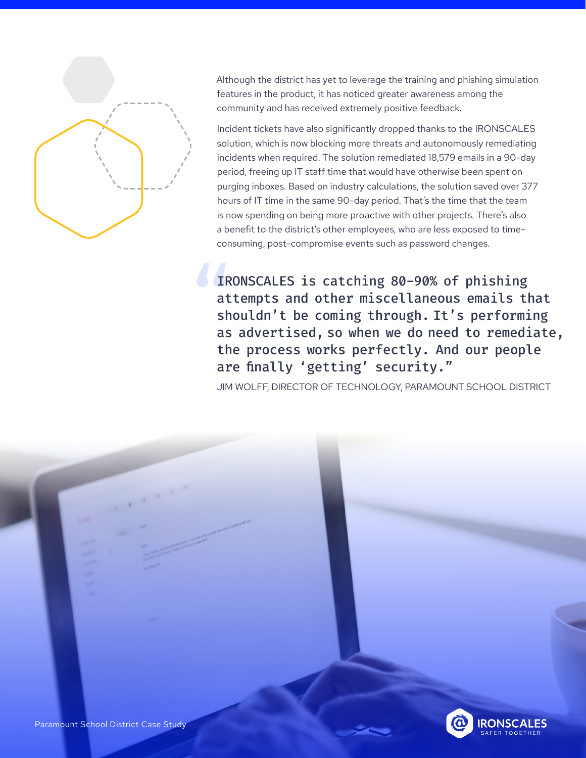Although the district has yet to leverage the training and phishing simulation features in the product, it has noticed greater awareness among the community and has received extremely positive feedback.

Incident tickets have also significantly dropped thanks to the IRONSCALES solution, which is now blocking more threats and autonomously remediating incidents when required. The solution remediated 18,579 emails in a 90-day period, freeing up IT staff time that would have otherwise been spent on purging inboxes. Based on industry calculations, the solution saved over 377 hours of IT time in the same 90-day period. That's the time that the team is now spending on being more proactive with other projects. There's also a benefit to the district's other employees, who are less exposed to time-consuming, post-compromise events such as password changes.

> "IRONSCALES is catching 80-90% of phishing attempts and other miscellaneous emails that shouldn't be coming through. It's performing as advertised, so when we do need to remediate, the process works perfectly. And our people are finally 'getting' security."
>
> JIM WOLFF, DIRECTOR OF TECHNOLOGY, PARAMOUNT SCHOOL DISTRICT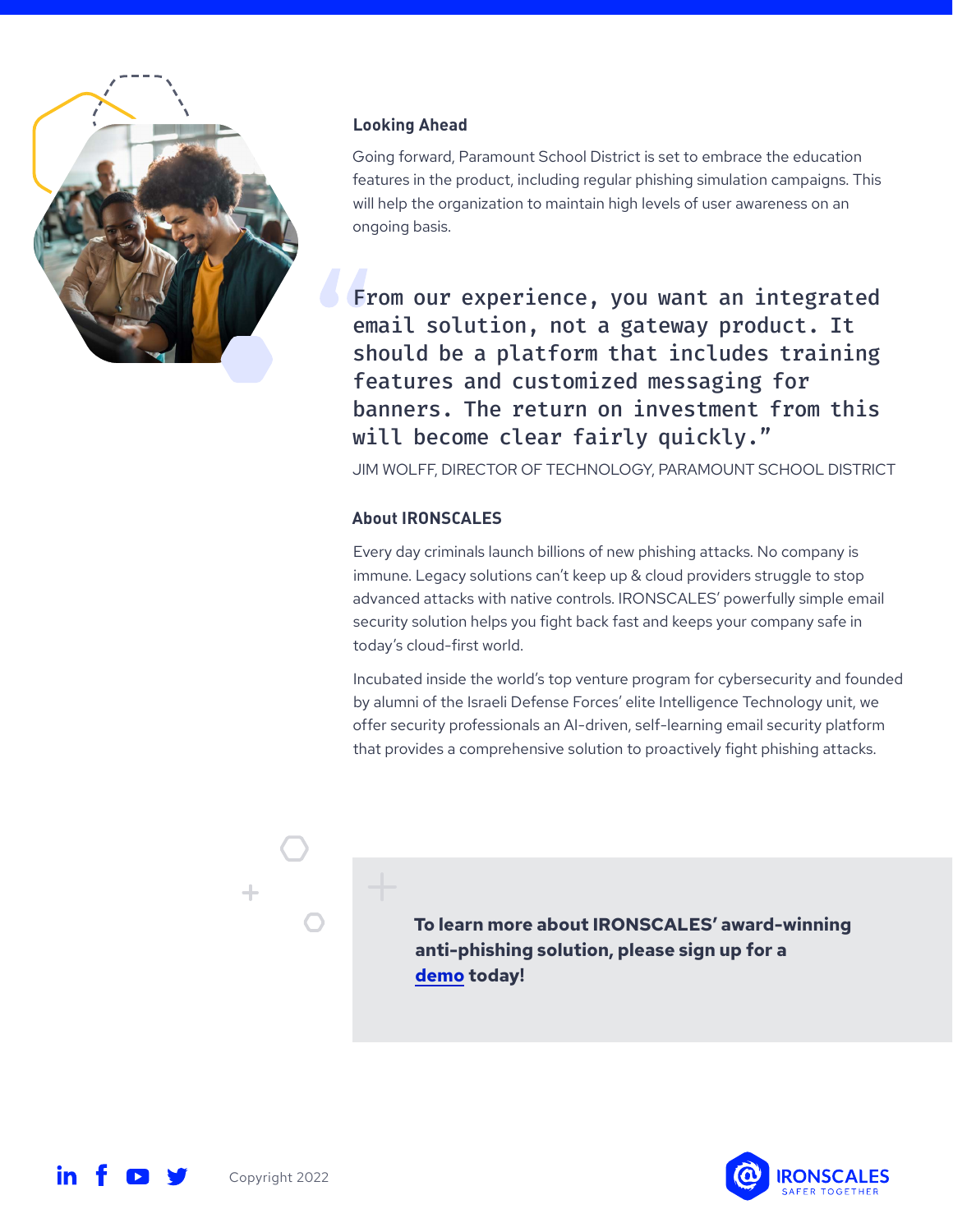### Looking Ahead

Going forward, Paramount School District is set to embrace the education features in the product, including regular phishing simulation campaigns. This will help the organization to maintain high levels of user awareness on an ongoing basis.

> "From our experience, you want an integrated email solution, not a gateway product. It should be a platform that includes training features and customized messaging for banners. The return on investment from this will become clear fairly quickly."
>
> JIM WOLFF, DIRECTOR OF TECHNOLOGY, PARAMOUNT SCHOOL DISTRICT

### About IRONSCALES

Every day criminals launch billions of new phishing attacks. No company is immune. Legacy solutions can't keep up & cloud providers struggle to stop advanced attacks with native controls. IRONSCALES' powerfully simple email security solution helps you fight back fast and keeps your company safe in today's cloud-first world.

Incubated inside the world's top venture program for cybersecurity and founded by alumni of the Israeli Defense Forces' elite Intelligence Technology unit, we offer security professionals an AI-driven, self-learning email security platform that provides a comprehensive solution to proactively fight phishing attacks.

**To learn more about IRONSCALES' award-winning anti-phishing solution, please sign up for a demo today!**

Copyright 2022

IRONSCALES
SAFER TOGETHER